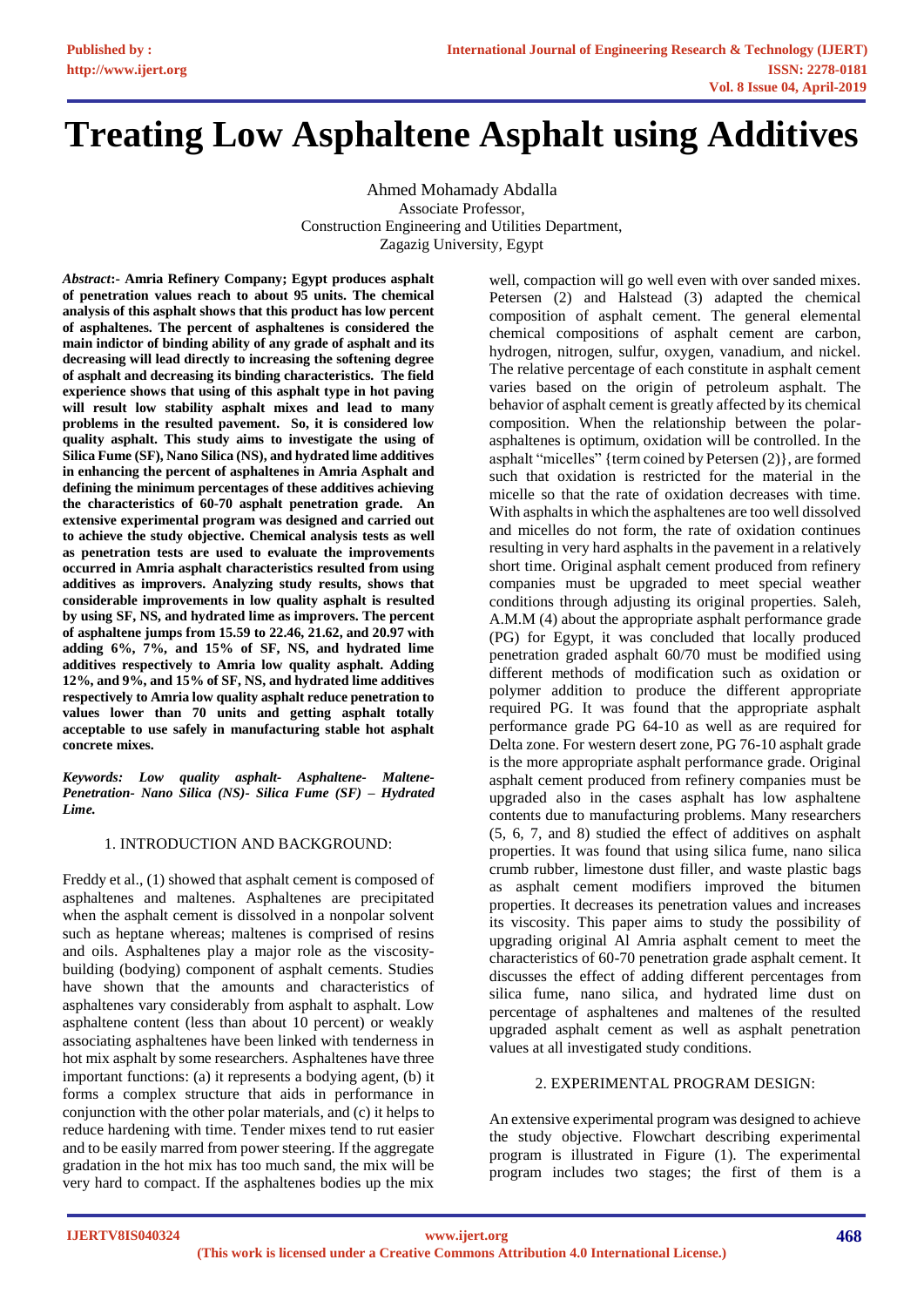# Treating Low Asphaltene Asphalt using Additives

Ahmed Mohamady Abdalla
Associate Professor,
Construction Engineering and Utilities Department,
Zagazig University, Egypt

***Abstract*:- Amria Refinery Company; Egypt produces asphalt of penetration values reach to about 95 units. The chemical analysis of this asphalt shows that this product has low percent of asphaltenes. The percent of asphaltenes is considered the main indictor of binding ability of any grade of asphalt and its decreasing will lead directly to increasing the softening degree of asphalt and decreasing its binding characteristics. The field experience shows that using of this asphalt type in hot paving will result low stability asphalt mixes and lead to many problems in the resulted pavement. So, it is considered low quality asphalt. This study aims to investigate the using of Silica Fume (SF), Nano Silica (NS), and hydrated lime additives in enhancing the percent of asphaltenes in Amria Asphalt and defining the minimum percentages of these additives achieving the characteristics of 60-70 asphalt penetration grade. An extensive experimental program was designed and carried out to achieve the study objective. Chemical analysis tests as well as penetration tests are used to evaluate the improvements occurred in Amria asphalt characteristics resulted from using additives as improvers. Analyzing study results, shows that considerable improvements in low quality asphalt is resulted by using SF, NS, and hydrated lime as improvers. The percent of asphaltene jumps from 15.59 to 22.46, 21.62, and 20.97 with adding 6%, 7%, and 15% of SF, NS, and hydrated lime additives respectively to Amria low quality asphalt. Adding 12%, and 9%, and 15% of SF, NS, and hydrated lime additives respectively to Amria low quality asphalt reduce penetration to values lower than 70 units and getting asphalt totally acceptable to use safely in manufacturing stable hot asphalt concrete mixes.**

***Keywords: Low quality asphalt- Asphaltene- Maltene- Penetration- Nano Silica (NS)- Silica Fume (SF) – Hydrated Lime.***

## 1. INTRODUCTION AND BACKGROUND:

Freddy et al., (1) showed that asphalt cement is composed of asphaltenes and maltenes. Asphaltenes are precipitated when the asphalt cement is dissolved in a nonpolar solvent such as heptane whereas; maltenes is comprised of resins and oils. Asphaltenes play a major role as the viscosity-building (bodying) component of asphalt cements. Studies have shown that the amounts and characteristics of asphaltenes vary considerably from asphalt to asphalt. Low asphaltene content (less than about 10 percent) or weakly associating asphaltenes have been linked with tenderness in hot mix asphalt by some researchers. Asphaltenes have three important functions: (a) it represents a bodying agent, (b) it forms a complex structure that aids in performance in conjunction with the other polar materials, and (c) it helps to reduce hardening with time. Tender mixes tend to rut easier and to be easily marred from power steering. If the aggregate gradation in the hot mix has too much sand, the mix will be very hard to compact. If the asphaltenes bodies up the mix well, compaction will go well even with over sanded mixes. Petersen (2) and Halstead (3) adapted the chemical composition of asphalt cement. The general elemental chemical compositions of asphalt cement are carbon, hydrogen, nitrogen, sulfur, oxygen, vanadium, and nickel. The relative percentage of each constitute in asphalt cement varies based on the origin of petroleum asphalt. The behavior of asphalt cement is greatly affected by its chemical composition. When the relationship between the polar-asphaltenes is optimum, oxidation will be controlled. In the asphalt "micelles" {term coined by Petersen (2)}, are formed such that oxidation is restricted for the material in the micelle so that the rate of oxidation decreases with time. With asphalts in which the asphaltenes are too well dissolved and micelles do not form, the rate of oxidation continues resulting in very hard asphalts in the pavement in a relatively short time. Original asphalt cement produced from refinery companies must be upgraded to meet special weather conditions through adjusting its original properties. Saleh, A.M.M (4) about the appropriate asphalt performance grade (PG) for Egypt, it was concluded that locally produced penetration graded asphalt 60/70 must be modified using different methods of modification such as oxidation or polymer addition to produce the different appropriate required PG. It was found that the appropriate asphalt performance grade PG 64-10 as well as are required for Delta zone. For western desert zone, PG 76-10 asphalt grade is the more appropriate asphalt performance grade. Original asphalt cement produced from refinery companies must be upgraded also in the cases asphalt has low asphaltene contents due to manufacturing problems. Many researchers (5, 6, 7, and 8) studied the effect of additives on asphalt properties. It was found that using silica fume, nano silica crumb rubber, limestone dust filler, and waste plastic bags as asphalt cement modifiers improved the bitumen properties. It decreases its penetration values and increases its viscosity. This paper aims to study the possibility of upgrading original Al Amria asphalt cement to meet the characteristics of 60-70 penetration grade asphalt cement. It discusses the effect of adding different percentages from silica fume, nano silica, and hydrated lime dust on percentage of asphaltenes and maltenes of the resulted upgraded asphalt cement as well as asphalt penetration values at all investigated study conditions.

## 2. EXPERIMENTAL PROGRAM DESIGN:

An extensive experimental program was designed to achieve the study objective. Flowchart describing experimental program is illustrated in Figure (1). The experimental program includes two stages; the first of them is a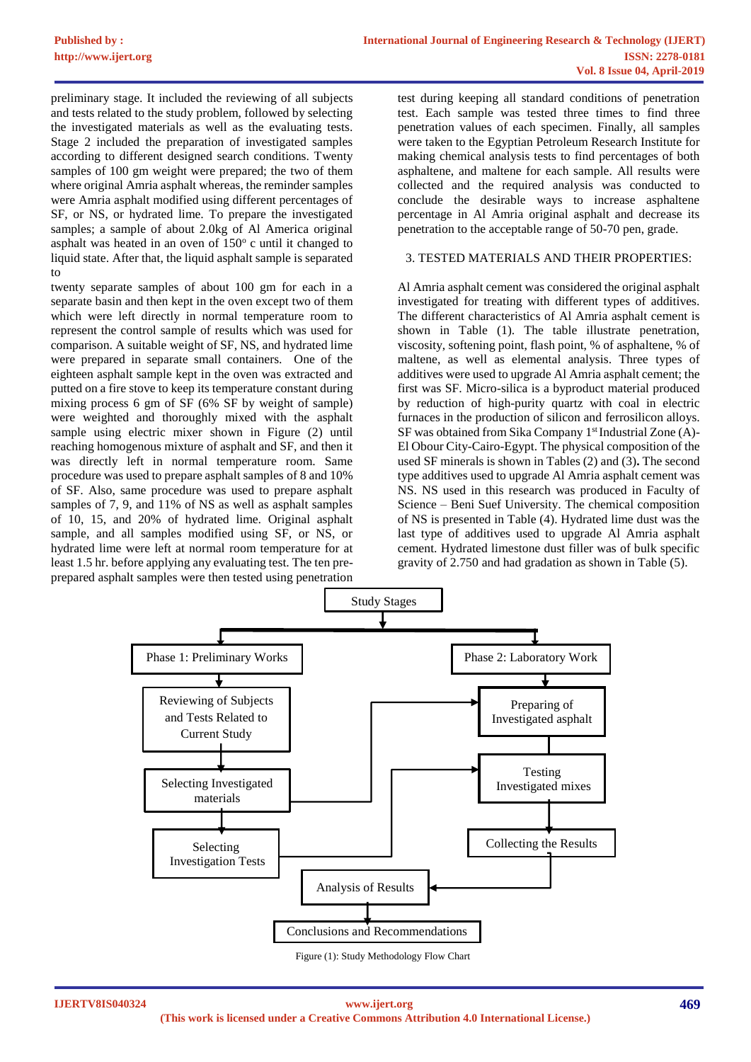preliminary stage. It included the reviewing of all subjects and tests related to the study problem, followed by selecting the investigated materials as well as the evaluating tests. Stage 2 included the preparation of investigated samples according to different designed search conditions. Twenty samples of 100 gm weight were prepared; the two of them where original Amria asphalt whereas, the reminder samples were Amria asphalt modified using different percentages of SF, or NS, or hydrated lime. To prepare the investigated samples; a sample of about 2.0kg of Al America original asphalt was heated in an oven of 150° c until it changed to liquid state. After that, the liquid asphalt sample is separated to

twenty separate samples of about 100 gm for each in a separate basin and then kept in the oven except two of them which were left directly in normal temperature room to represent the control sample of results which was used for comparison. A suitable weight of SF, NS, and hydrated lime were prepared in separate small containers. One of the eighteen asphalt sample kept in the oven was extracted and putted on a fire stove to keep its temperature constant during mixing process 6 gm of SF (6% SF by weight of sample) were weighted and thoroughly mixed with the asphalt sample using electric mixer shown in Figure (2) until reaching homogenous mixture of asphalt and SF, and then it was directly left in normal temperature room. Same procedure was used to prepare asphalt samples of 8 and 10% of SF. Also, same procedure was used to prepare asphalt samples of 7, 9, and 11% of NS as well as asphalt samples of 10, 15, and 20% of hydrated lime. Original asphalt sample, and all samples modified using SF, or NS, or hydrated lime were left at normal room temperature for at least 1.5 hr. before applying any evaluating test. The ten pre-prepared asphalt samples were then tested using penetration test during keeping all standard conditions of penetration test. Each sample was tested three times to find three penetration values of each specimen. Finally, all samples were taken to the Egyptian Petroleum Research Institute for making chemical analysis tests to find percentages of both asphaltene, and maltene for each sample. All results were collected and the required analysis was conducted to conclude the desirable ways to increase asphaltene percentage in Al Amria original asphalt and decrease its penetration to the acceptable range of 50-70 pen, grade.

## 3. TESTED MATERIALS AND THEIR PROPERTIES:

Al Amria asphalt cement was considered the original asphalt investigated for treating with different types of additives. The different characteristics of Al Amria asphalt cement is shown in Table (1). The table illustrate penetration, viscosity, softening point, flash point, % of asphaltene, % of maltene, as well as elemental analysis. Three types of additives were used to upgrade Al Amria asphalt cement; the first was SF. Micro-silica is a byproduct material produced by reduction of high-purity quartz with coal in electric furnaces in the production of silicon and ferrosilicon alloys. SF was obtained from Sika Company 1st Industrial Zone (A)-El Obour City-Cairo-Egypt. The physical composition of the used SF minerals is shown in Tables (2) and (3). The second type additives used to upgrade Al Amria asphalt cement was NS. NS used in this research was produced in Faculty of Science – Beni Suef University. The chemical composition of NS is presented in Table (4). Hydrated lime dust was the last type of additives used to upgrade Al Amria asphalt cement. Hydrated limestone dust filler was of bulk specific gravity of 2.750 and had gradation as shown in Table (5).

Study Stages

- Phase 1: Preliminary Works
  - Reviewing of Subjects and Tests Related to Current Study
  - Selecting Investigated materials
  - Selecting Investigation Tests
- Phase 2: Laboratory Work
  - Preparing of Investigated asphalt
  - Testing Investigated mixes
  - Collecting the Results
- Analysis of Results
- Conclusions and Recommendations

Figure (1): Study Methodology Flow Chart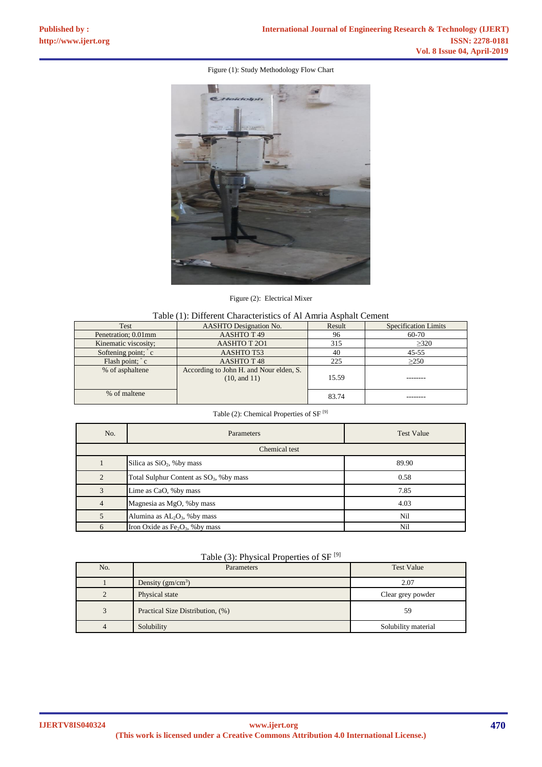Figure (1): Study Methodology Flow Chart

Figure (2): Electrical Mixer

Table (1): Different Characteristics of Al Amria Asphalt Cement

| Test | AASHTO Designation No. | Result | Specification Limits |
|---|---|---|---|
| Penetration; 0.01mm | AASHTO T 49 | 96 | 60-70 |
| Kinematic viscosity; | AASHTO T 2O1 | 315 | ≥320 |
| Softening point; ˚c | AASHTO T53 | 40 | 45-55 |
| Flash point; ˚c | AASHTO T 48 | 225 | ≥250 |
| % of asphaltene | According to John H. and Nour elden, S. (10, and 11) | 15.59 | -------- |
| % of maltene | | 83.74 | -------- |

Table (2): Chemical Properties of SF [9]

| No. | Parameters | Test Value |
|---|---|---|
| | Chemical test | |
| 1 | Silica as $SiO_2$, %by mass | 89.90 |
| 2 | Total Sulphur Content as $SO_3$, %by mass | 0.58 |
| 3 | Lime as CaO, %by mass | 7.85 |
| 4 | Magnesia as MgO, %by mass | 4.03 |
| 5 | Alumina as $AL_2O_3$, %by mass | Nil |
| 6 | Iron Oxide as $Fe_2O_3$, %by mass | Nil |

Table (3): Physical Properties of SF [9]

| No. | Parameters | Test Value |
|---|---|---|
| 1 | Density ($gm/cm^3$) | 2.07 |
| 2 | Physical state | Clear grey powder |
| 3 | Practical Size Distribution, (%) | 59 |
| 4 | Solubility | Solubility material |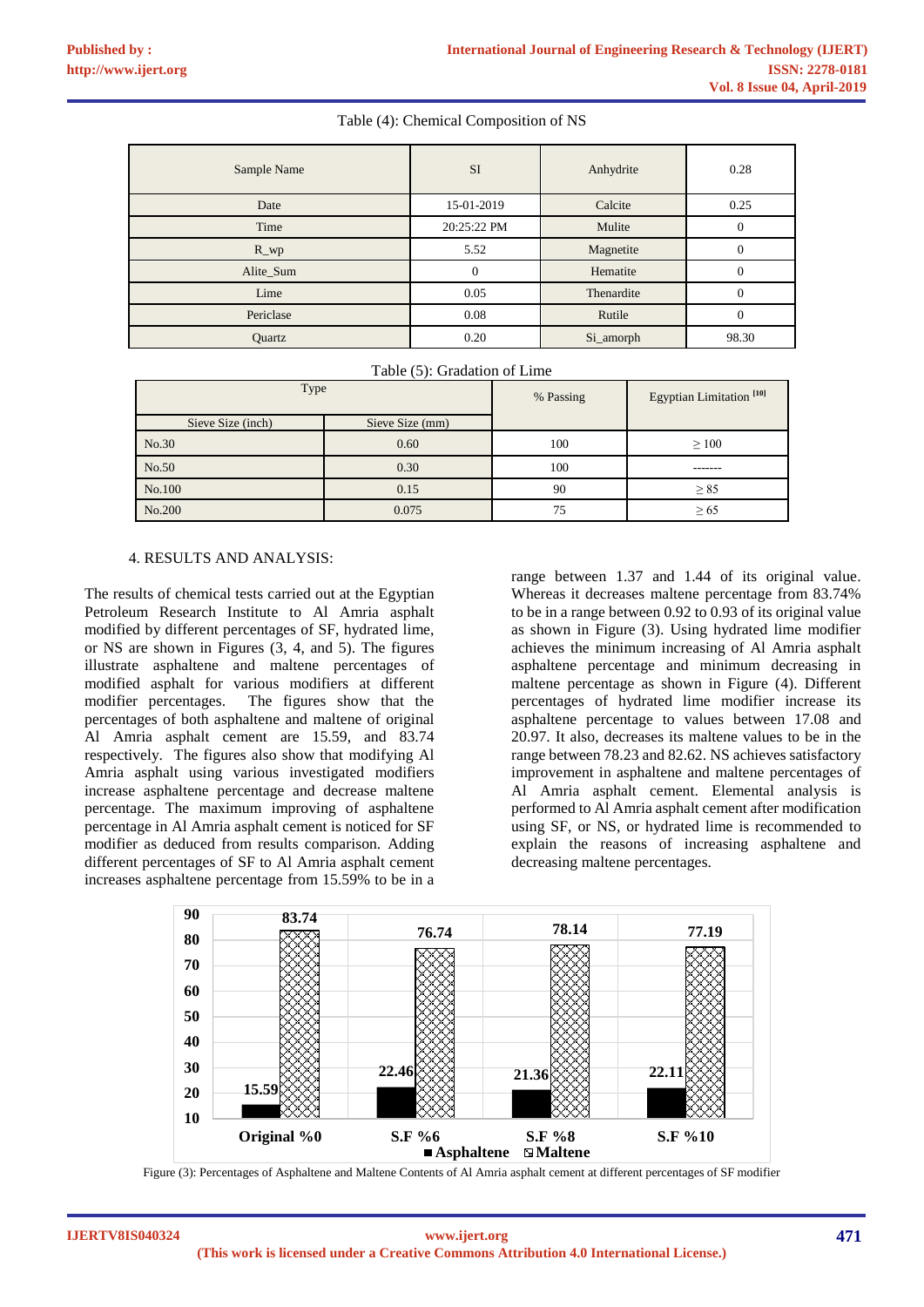Table (4): Chemical Composition of NS

| Sample Name | SI | Anhydrite | 0.28 |
|---|---|---|---|
| Date | 15-01-2019 | Calcite | 0.25 |
| Time | 20:25:22 PM | Mulite | 0 |
| R_wp | 5.52 | Magnetite | 0 |
| Alite_Sum | 0 | Hematite | 0 |
| Lime | 0.05 | Thenardite | 0 |
| Periclase | 0.08 | Rutile | 0 |
| Quartz | 0.20 | Si_amorph | 98.30 |

Table (5): Gradation of Lime

| Type | | % Passing | Egyptian Limitation [10] |
|---|---|---|---|
| Sieve Size (inch) | Sieve Size (mm) | | |
| No.30 | 0.60 | 100 | ≥ 100 |
| No.50 | 0.30 | 100 | ------- |
| No.100 | 0.15 | 90 | ≥ 85 |
| No.200 | 0.075 | 75 | ≥ 65 |

## 4. RESULTS AND ANALYSIS:

The results of chemical tests carried out at the Egyptian Petroleum Research Institute to Al Amria asphalt modified by different percentages of SF, hydrated lime, or NS are shown in Figures (3, 4, and 5). The figures illustrate asphaltene and maltene percentages of modified asphalt for various modifiers at different modifier percentages. The figures show that the percentages of both asphaltene and maltene of original Al Amria asphalt cement are 15.59, and 83.74 respectively. The figures also show that modifying Al Amria asphalt using various investigated modifiers increase asphaltene percentage and decrease maltene percentage. The maximum improving of asphaltene percentage in Al Amria asphalt cement is noticed for SF modifier as deduced from results comparison. Adding different percentages of SF to Al Amria asphalt cement increases asphaltene percentage from 15.59% to be in a range between 1.37 and 1.44 of its original value. Whereas it decreases maltene percentage from 83.74% to be in a range between 0.92 to 0.93 of its original value as shown in Figure (3). Using hydrated lime modifier achieves the minimum increasing of Al Amria asphalt asphaltene percentage and minimum decreasing in maltene percentage as shown in Figure (4). Different percentages of hydrated lime modifier increase its asphaltene percentage to values between 17.08 and 20.97. It also, decreases its maltene values to be in the range between 78.23 and 82.62. NS achieves satisfactory improvement in asphaltene and maltene percentages of Al Amria asphalt cement. Elemental analysis is performed to Al Amria asphalt cement after modification using SF, or NS, or hydrated lime is recommended to explain the reasons of increasing asphaltene and decreasing maltene percentages.

Figure (3): Percentages of Asphaltene and Maltene Contents of Al Amria asphalt cement at different percentages of SF modifier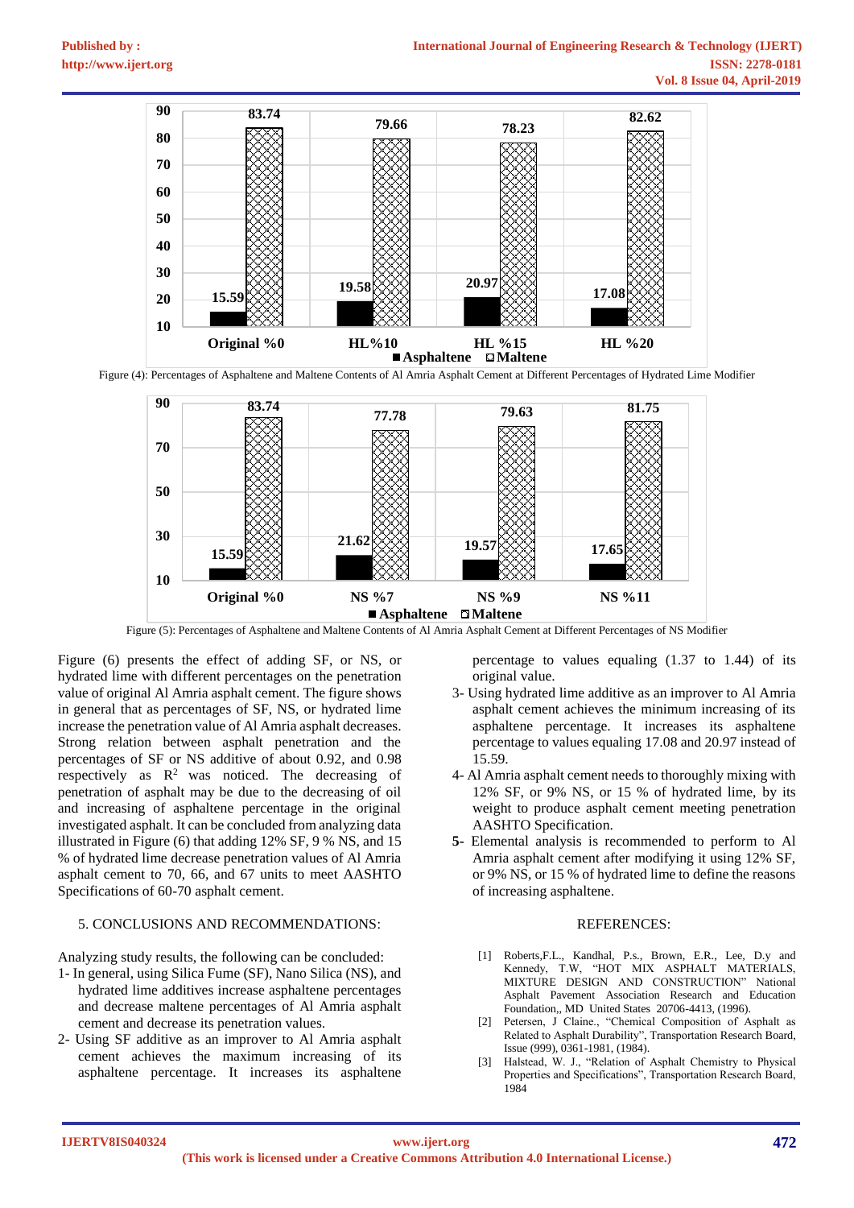Figure (4): Percentages of Asphaltene and Maltene Contents of Al Amria Asphalt Cement at Different Percentages of Hydrated Lime Modifier

Figure (5): Percentages of Asphaltene and Maltene Contents of Al Amria Asphalt Cement at Different Percentages of NS Modifier

Figure (6) presents the effect of adding SF, or NS, or hydrated lime with different percentages on the penetration value of original Al Amria asphalt cement. The figure shows in general that as percentages of SF, NS, or hydrated lime increase the penetration value of Al Amria asphalt decreases. Strong relation between asphalt penetration and the percentages of SF or NS additive of about 0.92, and 0.98 respectively as $R^2$ was noticed. The decreasing of penetration of asphalt may be due to the decreasing of oil and increasing of asphaltene percentage in the original investigated asphalt. It can be concluded from analyzing data illustrated in Figure (6) that adding 12% SF, 9 % NS, and 15 % of hydrated lime decrease penetration values of Al Amria asphalt cement to 70, 66, and 67 units to meet AASHTO Specifications of 60-70 asphalt cement.

## 5. CONCLUSIONS AND RECOMMENDATIONS:

Analyzing study results, the following can be concluded:

1- In general, using Silica Fume (SF), Nano Silica (NS), and hydrated lime additives increase asphaltene percentages and decrease maltene percentages of Al Amria asphalt cement and decrease its penetration values.

2- Using SF additive as an improver to Al Amria asphalt cement achieves the maximum increasing of its asphaltene percentage. It increases its asphaltene percentage to values equaling (1.37 to 1.44) of its original value.

3- Using hydrated lime additive as an improver to Al Amria asphalt cement achieves the minimum increasing of its asphaltene percentage. It increases its asphaltene percentage to values equaling 17.08 and 20.97 instead of 15.59.

4- Al Amria asphalt cement needs to thoroughly mixing with 12% SF, or 9% NS, or 15 % of hydrated lime, by its weight to produce asphalt cement meeting penetration AASHTO Specification.

**5-** Elemental analysis is recommended to perform to Al Amria asphalt cement after modifying it using 12% SF, or 9% NS, or 15 % of hydrated lime to define the reasons of increasing asphaltene.

## REFERENCES:

[1] Roberts,F.L., Kandhal, P.s., Brown, E.R., Lee, D.y and Kennedy, T.W, "HOT MIX ASPHALT MATERIALS, MIXTURE DESIGN AND CONSTRUCTION" National Asphalt Pavement Association Research and Education Foundation,, MD United States 20706-4413, (1996).

[2] Petersen, J Claine., "Chemical Composition of Asphalt as Related to Asphalt Durability", Transportation Research Board, Issue (999), 0361-1981, (1984).

[3] Halstead, W. J., "Relation of Asphalt Chemistry to Physical Properties and Specifications", Transportation Research Board, 1984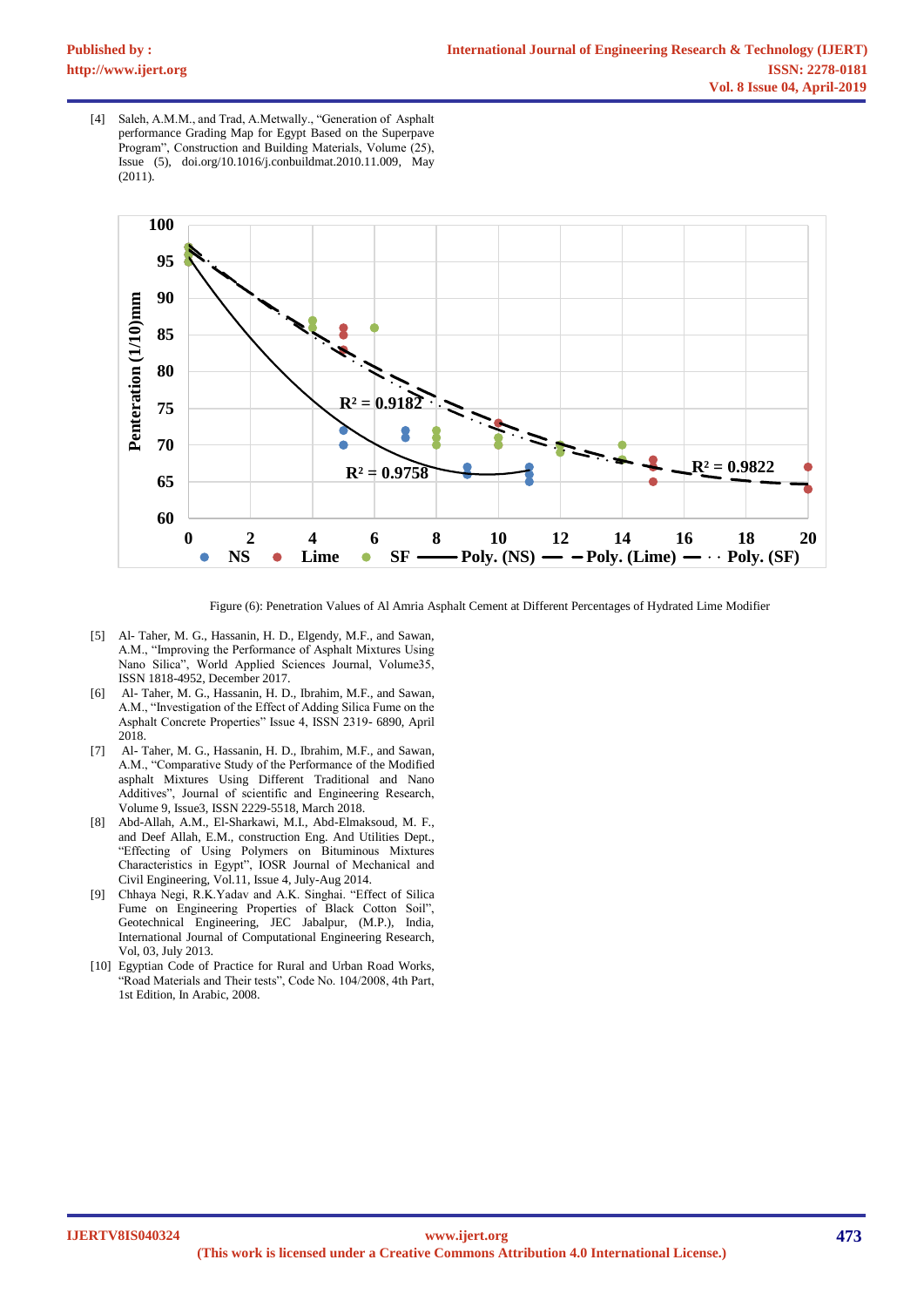[4] Saleh, A.M.M., and Trad, A.Metwally., "Generation of Asphalt performance Grading Map for Egypt Based on the Superpave Program", Construction and Building Materials, Volume (25), Issue (5), doi.org/10.1016/j.conbuildmat.2010.11.009, May (2011).

Penteration (1/10)mm

100
95
90
85
80
75
70
65
60

0 2 4 6 8 10 12 14 16 18 20

$R^2 = 0.9182$

$R^2 = 0.9758$

$R^2 = 0.9822$

NS Lime SF Poly. (NS) Poly. (Lime) Poly. (SF)

Figure (6): Penetration Values of Al Amria Asphalt Cement at Different Percentages of Hydrated Lime Modifier

[5] Al- Taher, M. G., Hassanin, H. D., Elgendy, M.F., and Sawan, A.M., "Improving the Performance of Asphalt Mixtures Using Nano Silica", World Applied Sciences Journal, Volume35, ISSN 1818-4952, December 2017.

[6] Al- Taher, M. G., Hassanin, H. D., Ibrahim, M.F., and Sawan, A.M., "Investigation of the Effect of Adding Silica Fume on the Asphalt Concrete Properties" Issue 4, ISSN 2319- 6890, April 2018.

[7] Al- Taher, M. G., Hassanin, H. D., Ibrahim, M.F., and Sawan, A.M., "Comparative Study of the Performance of the Modified asphalt Mixtures Using Different Traditional and Nano Additives", Journal of scientific and Engineering Research, Volume 9, Issue3, ISSN 2229-5518, March 2018.

[8] Abd-Allah, A.M., El-Sharkawi, M.I., Abd-Elmaksoud, M. F., and Deef Allah, E.M., construction Eng. And Utilities Dept., "Effecting of Using Polymers on Bituminous Mixtures Characteristics in Egypt", IOSR Journal of Mechanical and Civil Engineering, Vol.11, Issue 4, July-Aug 2014.

[9] Chhaya Negi, R.K.Yadav and A.K. Singhai. "Effect of Silica Fume on Engineering Properties of Black Cotton Soil", Geotechnical Engineering, JEC Jabalpur, (M.P.), India, International Journal of Computational Engineering Research, Vol, 03, July 2013.

[10] Egyptian Code of Practice for Rural and Urban Road Works, "Road Materials and Their tests", Code No. 104/2008, 4th Part, 1st Edition, In Arabic, 2008.